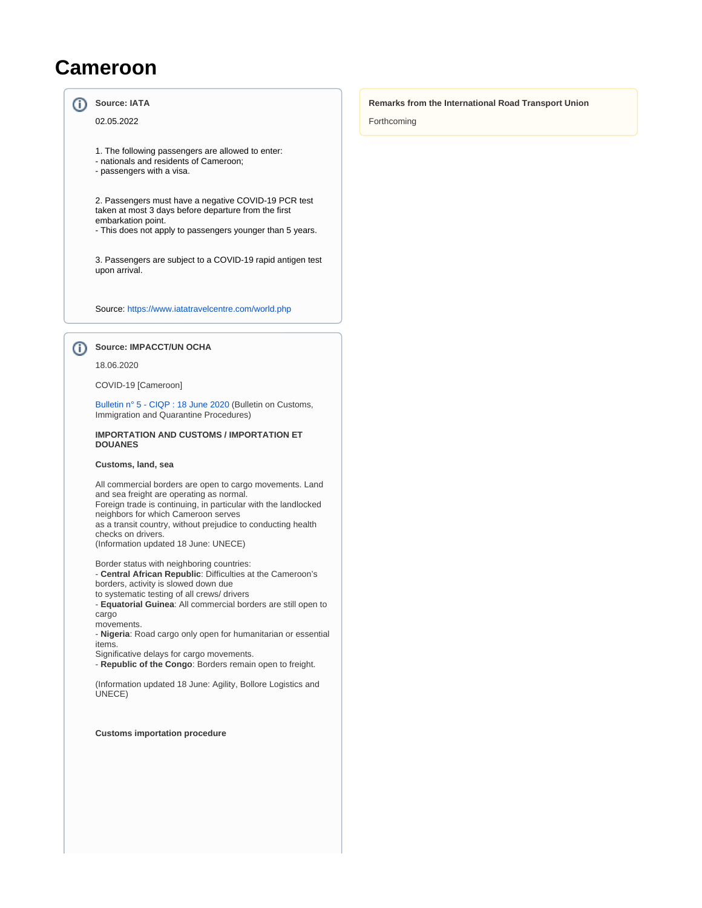# Cameroon

**Source: IATA**

02.05.2022

1. The following passengers are allowed to enter:
- nationals and residents of Cameroon;
- passengers with a visa.

2. Passengers must have a negative COVID-19 PCR test taken at most 3 days before departure from the first embarkation point.
- This does not apply to passengers younger than 5 years.

3. Passengers are subject to a COVID-19 rapid antigen test upon arrival.

Source: https://www.iatatravelcentre.com/world.php

**Source: IMPACCT/UN OCHA**

18.06.2020

COVID-19 [Cameroon]

Bulletin n° 5 - CIQP : 18 June 2020 (Bulletin on Customs, Immigration and Quarantine Procedures)

**IMPORTATION AND CUSTOMS / IMPORTATION ET DOUANES**

**Customs, land, sea**

All commercial borders are open to cargo movements. Land and sea freight are operating as normal.
Foreign trade is continuing, in particular with the landlocked neighbors for which Cameroon serves as a transit country, without prejudice to conducting health checks on drivers.
(Information updated 18 June: UNECE)

Border status with neighboring countries:
- **Central African Republic**: Difficulties at the Cameroon's borders, activity is slowed down due to systematic testing of all crews/ drivers
- **Equatorial Guinea**: All commercial borders are still open to cargo movements.
- **Nigeria**: Road cargo only open for humanitarian or essential items.
Significative delays for cargo movements.
- **Republic of the Congo**: Borders remain open to freight.

(Information updated 18 June: Agility, Bollore Logistics and UNECE)

**Customs importation procedure**

**Remarks from the International Road Transport Union**

Forthcoming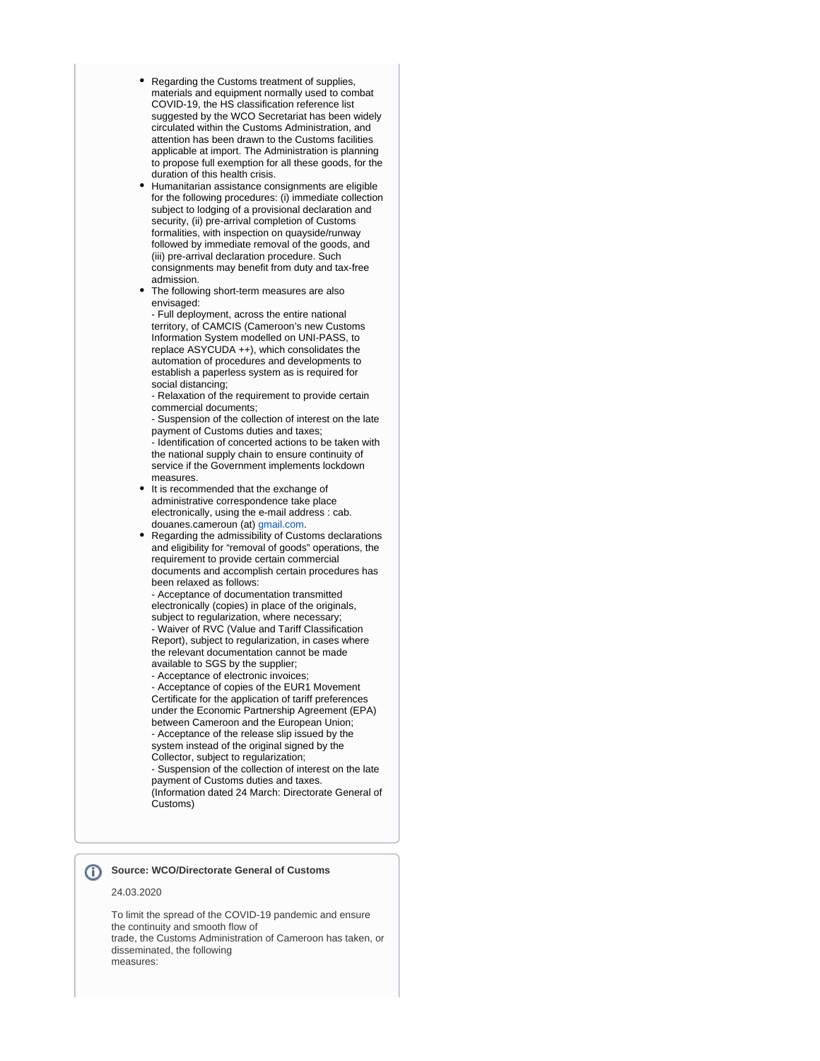- Regarding the Customs treatment of supplies, materials and equipment normally used to combat COVID-19, the HS classification reference list suggested by the WCO Secretariat has been widely circulated within the Customs Administration, and attention has been drawn to the Customs facilities applicable at import. The Administration is planning to propose full exemption for all these goods, for the duration of this health crisis.
- Humanitarian assistance consignments are eligible for the following procedures: (i) immediate collection subject to lodging of a provisional declaration and security, (ii) pre-arrival completion of Customs formalities, with inspection on quayside/runway followed by immediate removal of the goods, and (iii) pre-arrival declaration procedure. Such consignments may benefit from duty and tax-free admission.
- The following short-term measures are also envisaged:
  - Full deployment, across the entire national territory, of CAMCIS (Cameroon's new Customs Information System modelled on UNI-PASS, to replace ASYCUDA ++), which consolidates the automation of procedures and developments to establish a paperless system as is required for social distancing;
  - Relaxation of the requirement to provide certain commercial documents;
  - Suspension of the collection of interest on the late payment of Customs duties and taxes;
  - Identification of concerted actions to be taken with the national supply chain to ensure continuity of service if the Government implements lockdown measures.
- It is recommended that the exchange of administrative correspondence take place electronically, using the e-mail address : cab. douanes.cameroun (at) gmail.com.
- Regarding the admissibility of Customs declarations and eligibility for "removal of goods" operations, the requirement to provide certain commercial documents and accomplish certain procedures has been relaxed as follows:
  - Acceptance of documentation transmitted electronically (copies) in place of the originals, subject to regularization, where necessary;
  - Waiver of RVC (Value and Tariff Classification Report), subject to regularization, in cases where the relevant documentation cannot be made available to SGS by the supplier;
  - Acceptance of electronic invoices;
  - Acceptance of copies of the EUR1 Movement Certificate for the application of tariff preferences under the Economic Partnership Agreement (EPA) between Cameroon and the European Union;
  - Acceptance of the release slip issued by the system instead of the original signed by the Collector, subject to regularization;
  - Suspension of the collection of interest on the late payment of Customs duties and taxes.

  (Information dated 24 March: Directorate General of Customs)

**Source: WCO/Directorate General of Customs**

24.03.2020

To limit the spread of the COVID-19 pandemic and ensure the continuity and smooth flow of trade, the Customs Administration of Cameroon has taken, or disseminated, the following measures: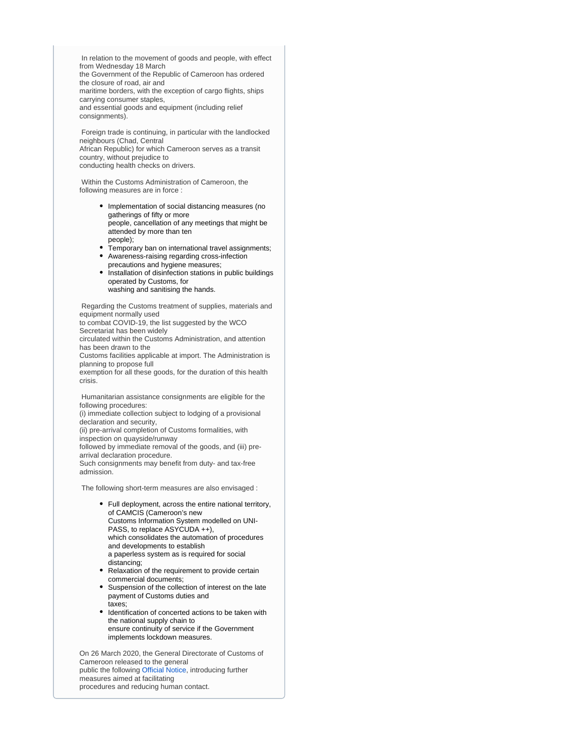In relation to the movement of goods and people, with effect from Wednesday 18 March the Government of the Republic of Cameroon has ordered the closure of road, air and maritime borders, with the exception of cargo flights, ships carrying consumer staples, and essential goods and equipment (including relief consignments).

Foreign trade is continuing, in particular with the landlocked neighbours (Chad, Central African Republic) for which Cameroon serves as a transit country, without prejudice to conducting health checks on drivers.

Within the Customs Administration of Cameroon, the following measures are in force :

- Implementation of social distancing measures (no gatherings of fifty or more people, cancellation of any meetings that might be attended by more than ten people);
- Temporary ban on international travel assignments;
- Awareness-raising regarding cross-infection precautions and hygiene measures;
- Installation of disinfection stations in public buildings operated by Customs, for washing and sanitising the hands.

Regarding the Customs treatment of supplies, materials and equipment normally used to combat COVID-19, the list suggested by the WCO Secretariat has been widely circulated within the Customs Administration, and attention has been drawn to the Customs facilities applicable at import. The Administration is planning to propose full exemption for all these goods, for the duration of this health crisis.

Humanitarian assistance consignments are eligible for the following procedures:
(i) immediate collection subject to lodging of a provisional declaration and security,
(ii) pre-arrival completion of Customs formalities, with inspection on quayside/runway followed by immediate removal of the goods, and (iii) pre-arrival declaration procedure.
Such consignments may benefit from duty- and tax-free admission.

The following short-term measures are also envisaged :

- Full deployment, across the entire national territory, of CAMCIS (Cameroon's new Customs Information System modelled on UNI-PASS, to replace ASYCUDA ++), which consolidates the automation of procedures and developments to establish a paperless system as is required for social distancing;
- Relaxation of the requirement to provide certain commercial documents;
- Suspension of the collection of interest on the late payment of Customs duties and taxes;
- Identification of concerted actions to be taken with the national supply chain to ensure continuity of service if the Government implements lockdown measures.

On 26 March 2020, the General Directorate of Customs of Cameroon released to the general public the following Official Notice, introducing further measures aimed at facilitating procedures and reducing human contact.